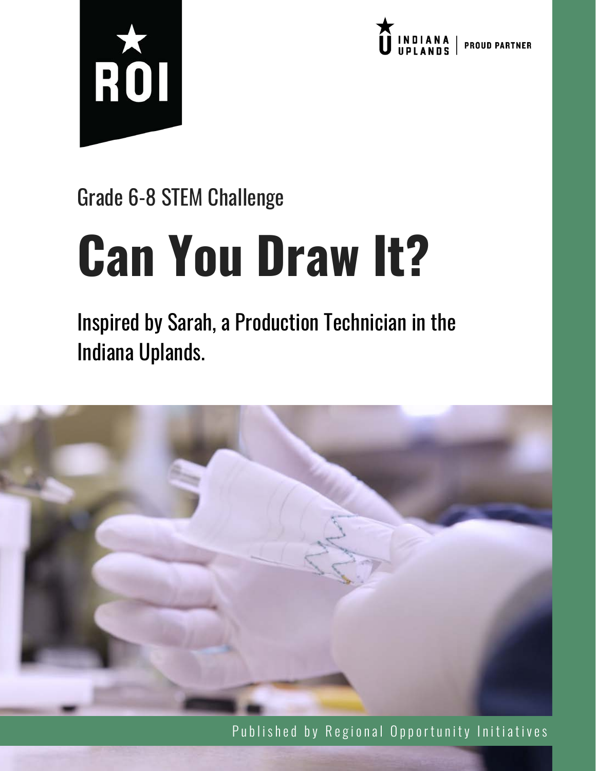ROI

INDIANA UPLANDS | PROUD PARTNER

Grade 6-8 STEM Challenge

# Can You Draw It?

Inspired by Sarah, a Production Technician in the Indiana Uplands.

Published by Regional Opportunity Initiatives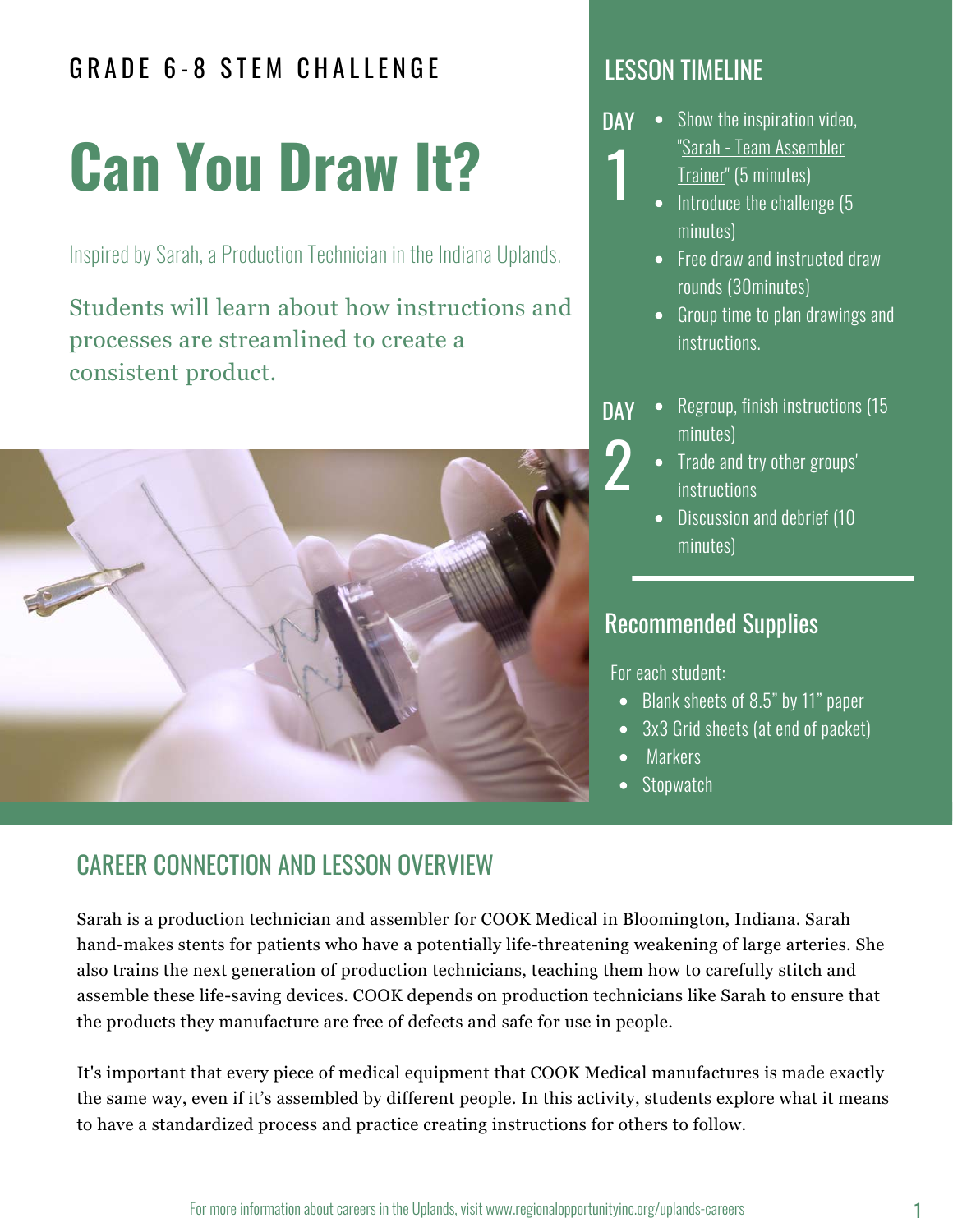GRADE 6-8 STEM CHALLENGE

# Can You Draw It?

Inspired by Sarah, a Production Technician in the Indiana Uplands.

Students will learn about how instructions and processes are streamlined to create a consistent product.

## LESSON TIMELINE

**DAY 1**

- Show the inspiration video, "Sarah - Team Assembler Trainer" (5 minutes)
- Introduce the challenge (5 minutes)
- Free draw and instructed draw rounds (30minutes)
- Group time to plan drawings and instructions.

**DAY 2**

- Regroup, finish instructions (15 minutes)
- Trade and try other groups' instructions
- Discussion and debrief (10 minutes)

## Recommended Supplies

For each student:

- Blank sheets of 8.5" by 11" paper
- 3x3 Grid sheets (at end of packet)
- Markers
- Stopwatch

## CAREER CONNECTION AND LESSON OVERVIEW

Sarah is a production technician and assembler for COOK Medical in Bloomington, Indiana. Sarah hand-makes stents for patients who have a potentially life-threatening weakening of large arteries. She also trains the next generation of production technicians, teaching them how to carefully stitch and assemble these life-saving devices. COOK depends on production technicians like Sarah to ensure that the products they manufacture are free of defects and safe for use in people.

It's important that every piece of medical equipment that COOK Medical manufactures is made exactly the same way, even if it's assembled by different people. In this activity, students explore what it means to have a standardized process and practice creating instructions for others to follow.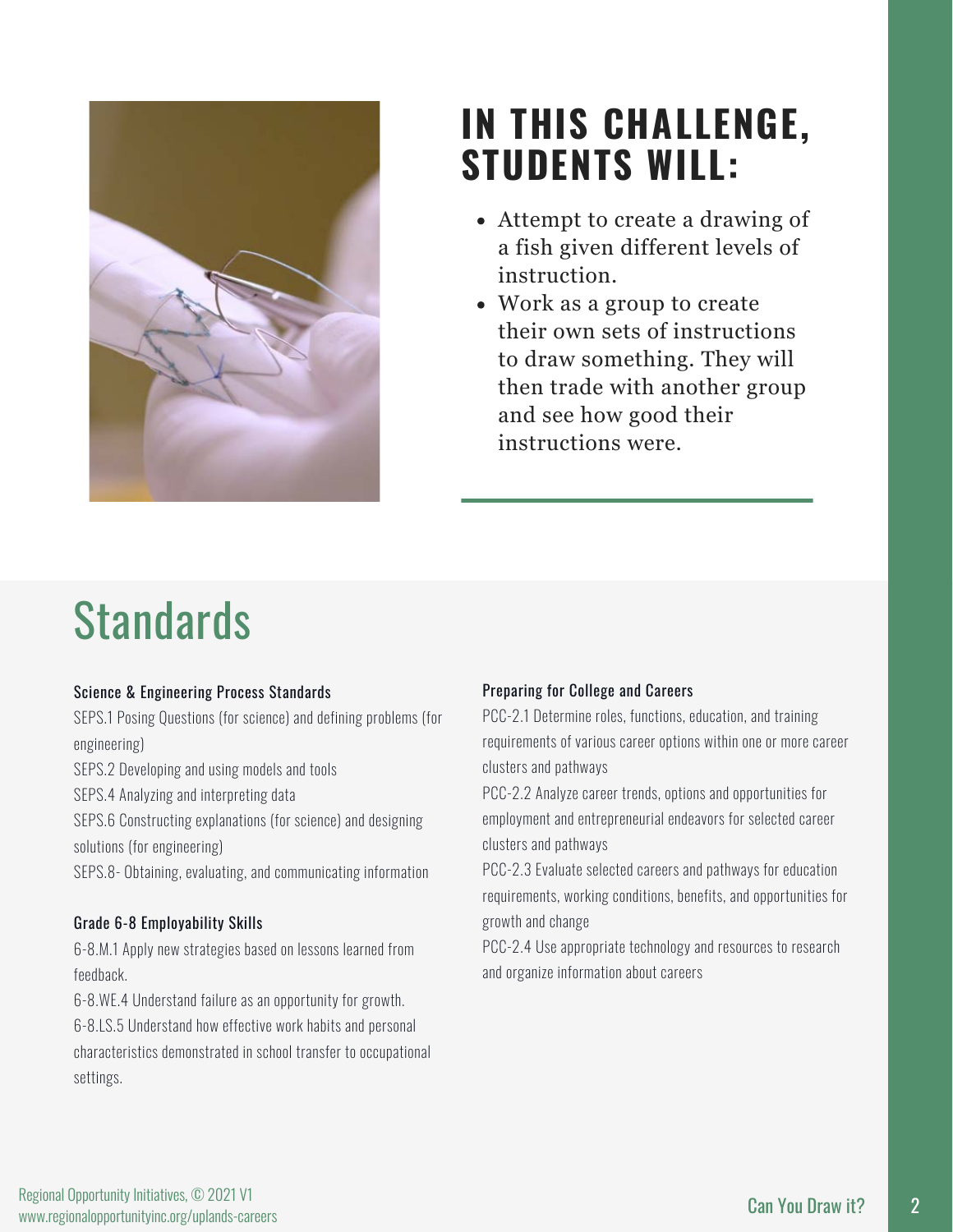## IN THIS CHALLENGE, STUDENTS WILL:

- Attempt to create a drawing of a fish given different levels of instruction.
- Work as a group to create their own sets of instructions to draw something. They will then trade with another group and see how good their instructions were.

# Standards

### Science & Engineering Process Standards

SEPS.1 Posing Questions (for science) and defining problems (for engineering)
SEPS.2 Developing and using models and tools
SEPS.4 Analyzing and interpreting data
SEPS.6 Constructing explanations (for science) and designing solutions (for engineering)
SEPS.8- Obtaining, evaluating, and communicating information

### Grade 6-8 Employability Skills

6-8.M.1 Apply new strategies based on lessons learned from feedback.
6-8.WE.4 Understand failure as an opportunity for growth.
6-8.LS.5 Understand how effective work habits and personal characteristics demonstrated in school transfer to occupational settings.

### Preparing for College and Careers

PCC-2.1 Determine roles, functions, education, and training requirements of various career options within one or more career clusters and pathways
PCC-2.2 Analyze career trends, options and opportunities for employment and entrepreneurial endeavors for selected career clusters and pathways
PCC-2.3 Evaluate selected careers and pathways for education requirements, working conditions, benefits, and opportunities for growth and change
PCC-2.4 Use appropriate technology and resources to research and organize information about careers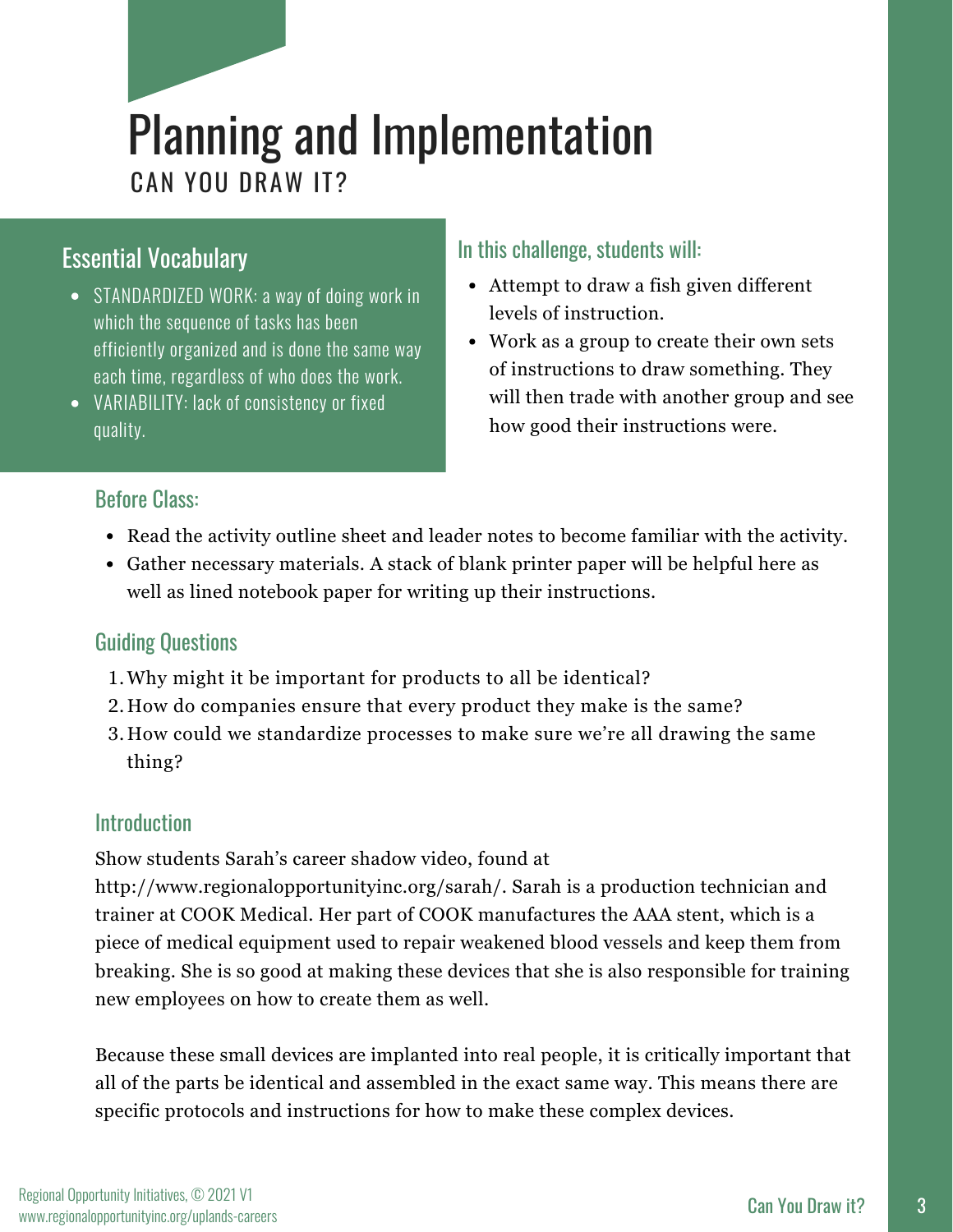# Planning and Implementation

CAN YOU DRAW IT?

## Essential Vocabulary

- STANDARDIZED WORK: a way of doing work in which the sequence of tasks has been efficiently organized and is done the same way each time, regardless of who does the work.
- VARIABILITY: lack of consistency or fixed quality.

## In this challenge, students will:

- Attempt to draw a fish given different levels of instruction.
- Work as a group to create their own sets of instructions to draw something. They will then trade with another group and see how good their instructions were.

## Before Class:

- Read the activity outline sheet and leader notes to become familiar with the activity.
- Gather necessary materials. A stack of blank printer paper will be helpful here as well as lined notebook paper for writing up their instructions.

## Guiding Questions

1. Why might it be important for products to all be identical?
2. How do companies ensure that every product they make is the same?
3. How could we standardize processes to make sure we're all drawing the same thing?

## Introduction

Show students Sarah's career shadow video, found at http://www.regionalopportunityinc.org/sarah/. Sarah is a production technician and trainer at COOK Medical. Her part of COOK manufactures the AAA stent, which is a piece of medical equipment used to repair weakened blood vessels and keep them from breaking. She is so good at making these devices that she is also responsible for training new employees on how to create them as well.

Because these small devices are implanted into real people, it is critically important that all of the parts be identical and assembled in the exact same way. This means there are specific protocols and instructions for how to make these complex devices.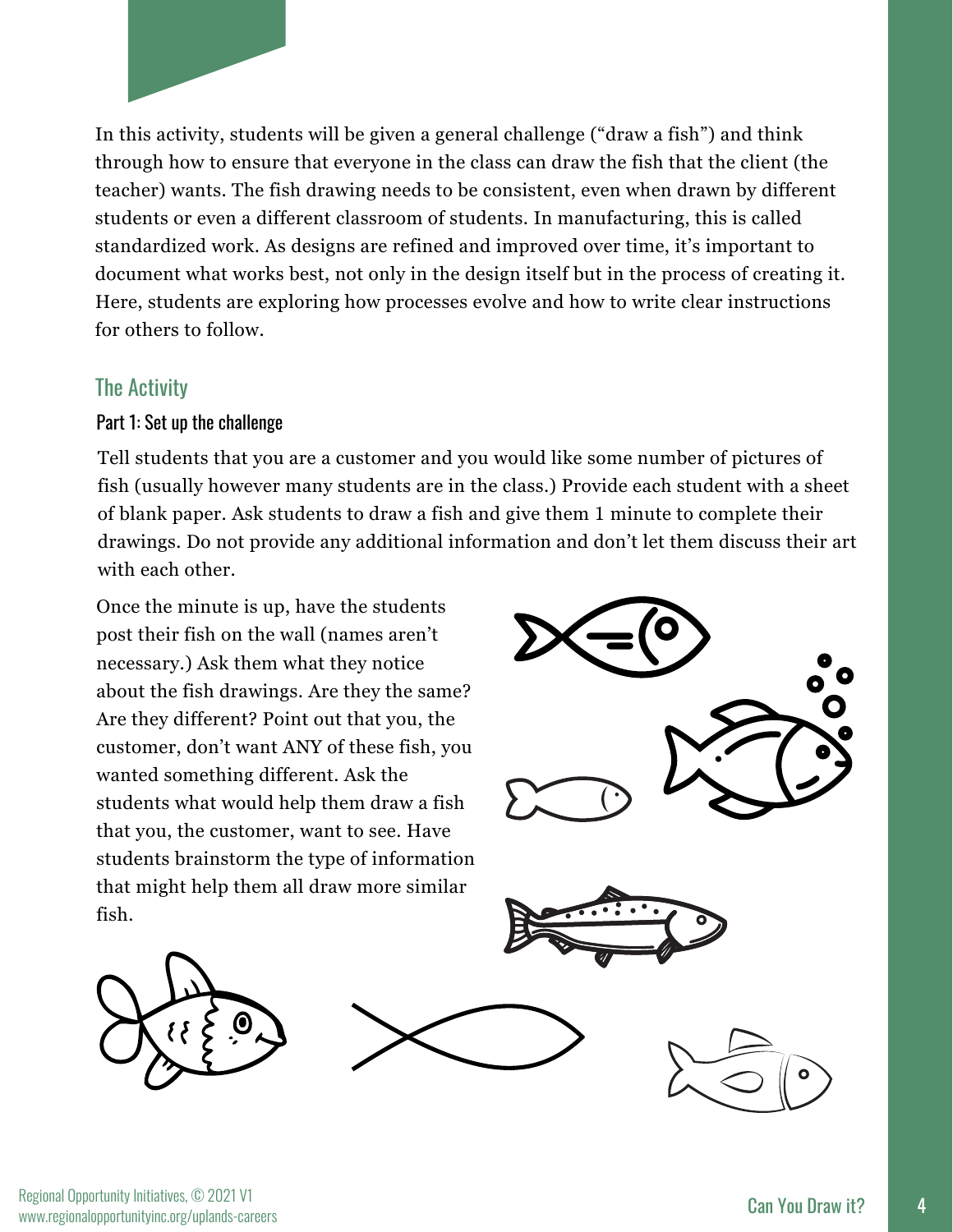In this activity, students will be given a general challenge ("draw a fish") and think through how to ensure that everyone in the class can draw the fish that the client (the teacher) wants. The fish drawing needs to be consistent, even when drawn by different students or even a different classroom of students. In manufacturing, this is called standardized work. As designs are refined and improved over time, it's important to document what works best, not only in the design itself but in the process of creating it. Here, students are exploring how processes evolve and how to write clear instructions for others to follow.

## The Activity

### Part 1: Set up the challenge

Tell students that you are a customer and you would like some number of pictures of fish (usually however many students are in the class.) Provide each student with a sheet of blank paper. Ask students to draw a fish and give them 1 minute to complete their drawings. Do not provide any additional information and don't let them discuss their art with each other.

Once the minute is up, have the students post their fish on the wall (names aren't necessary.) Ask them what they notice about the fish drawings. Are they the same? Are they different? Point out that you, the customer, don't want ANY of these fish, you wanted something different. Ask the students what would help them draw a fish that you, the customer, want to see. Have students brainstorm the type of information that might help them all draw more similar fish.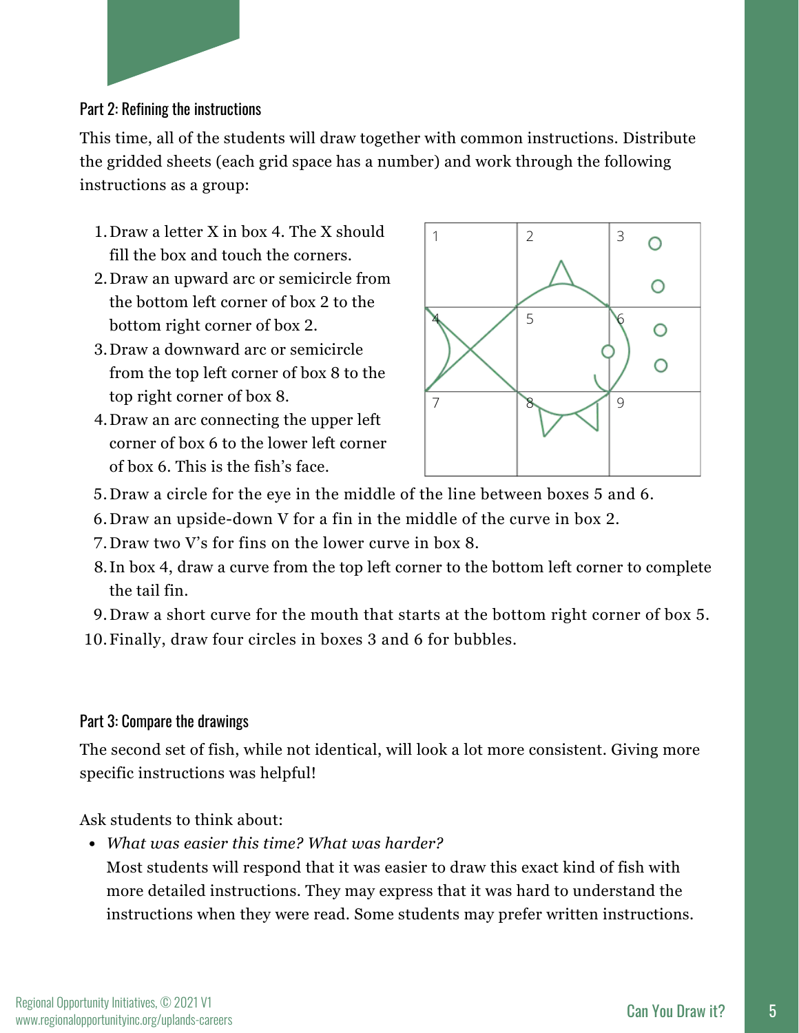## Part 2: Refining the instructions

This time, all of the students will draw together with common instructions. Distribute the gridded sheets (each grid space has a number) and work through the following instructions as a group:

1. Draw a letter X in box 4. The X should fill the box and touch the corners.
2. Draw an upward arc or semicircle from the bottom left corner of box 2 to the bottom right corner of box 2.
3. Draw a downward arc or semicircle from the top left corner of box 8 to the top right corner of box 8.
4. Draw an arc connecting the upper left corner of box 6 to the lower left corner of box 6. This is the fish's face.
5. Draw a circle for the eye in the middle of the line between boxes 5 and 6.
6. Draw an upside-down V for a fin in the middle of the curve in box 2.
7. Draw two V's for fins on the lower curve in box 8.
8. In box 4, draw a curve from the top left corner to the bottom left corner to complete the tail fin.
9. Draw a short curve for the mouth that starts at the bottom right corner of box 5.
10. Finally, draw four circles in boxes 3 and 6 for bubbles.

## Part 3: Compare the drawings

The second set of fish, while not identical, will look a lot more consistent. Giving more specific instructions was helpful!

Ask students to think about:

- *What was easier this time? What was harder?*
  Most students will respond that it was easier to draw this exact kind of fish with more detailed instructions. They may express that it was hard to understand the instructions when they were read. Some students may prefer written instructions.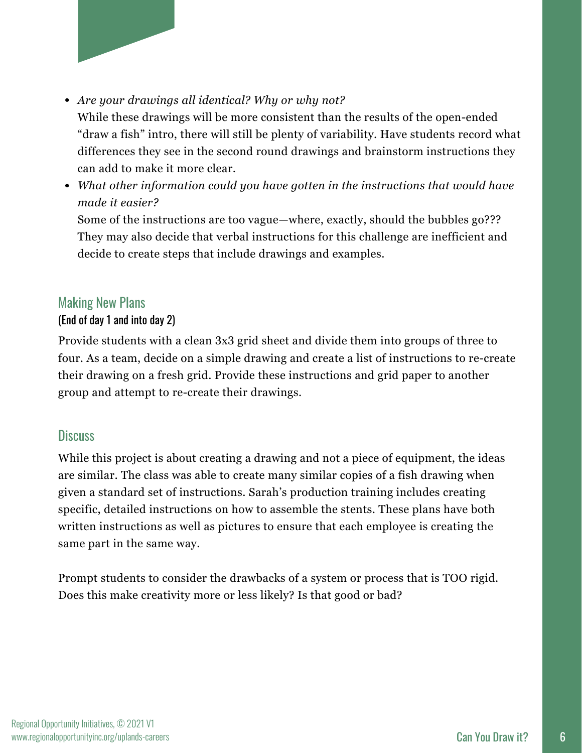- *Are your drawings all identical? Why or why not?*
  While these drawings will be more consistent than the results of the open-ended "draw a fish" intro, there will still be plenty of variability. Have students record what differences they see in the second round drawings and brainstorm instructions they can add to make it more clear.
- *What other information could you have gotten in the instructions that would have made it easier?*
  Some of the instructions are too vague—where, exactly, should the bubbles go??? They may also decide that verbal instructions for this challenge are inefficient and decide to create steps that include drawings and examples.

## Making New Plans

(End of day 1 and into day 2)

Provide students with a clean 3x3 grid sheet and divide them into groups of three to four. As a team, decide on a simple drawing and create a list of instructions to re-create their drawing on a fresh grid. Provide these instructions and grid paper to another group and attempt to re-create their drawings.

## Discuss

While this project is about creating a drawing and not a piece of equipment, the ideas are similar. The class was able to create many similar copies of a fish drawing when given a standard set of instructions. Sarah's production training includes creating specific, detailed instructions on how to assemble the stents. These plans have both written instructions as well as pictures to ensure that each employee is creating the same part in the same way.

Prompt students to consider the drawbacks of a system or process that is TOO rigid. Does this make creativity more or less likely? Is that good or bad?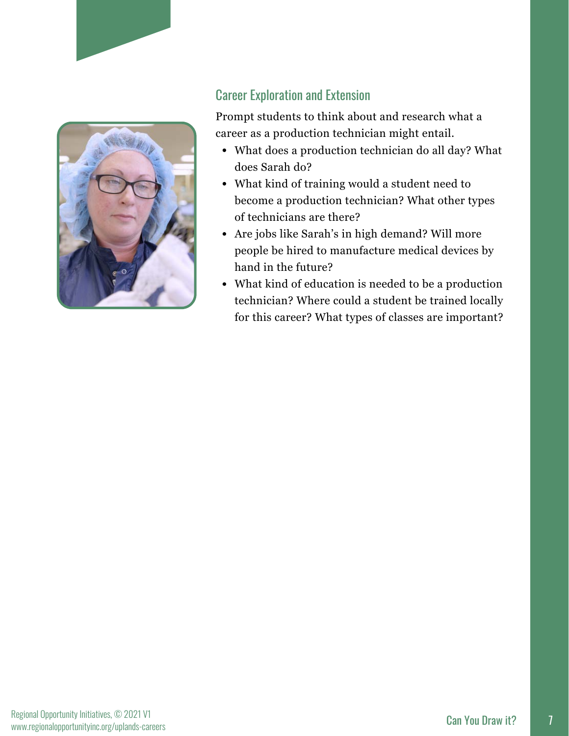## Career Exploration and Extension

Prompt students to think about and research what a career as a production technician might entail.

- What does a production technician do all day? What does Sarah do?
- What kind of training would a student need to become a production technician? What other types of technicians are there?
- Are jobs like Sarah's in high demand? Will more people be hired to manufacture medical devices by hand in the future?
- What kind of education is needed to be a production technician? Where could a student be trained locally for this career? What types of classes are important?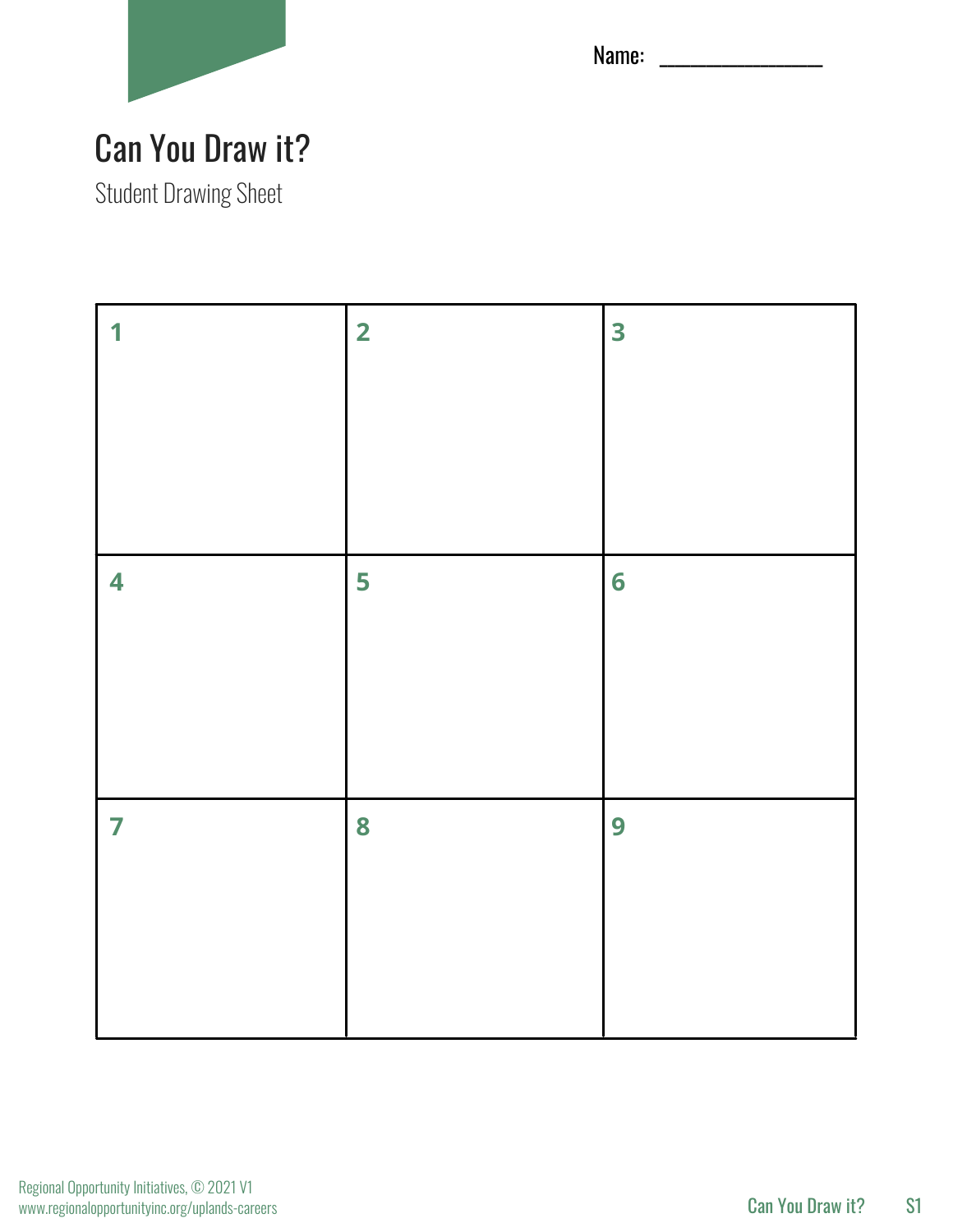Name: _______________

# Can You Draw it?

Student Drawing Sheet

| 1 | 2 | 3 |
|---|---|---|
| 4 | 5 | 6 |
| 7 | 8 | 9 |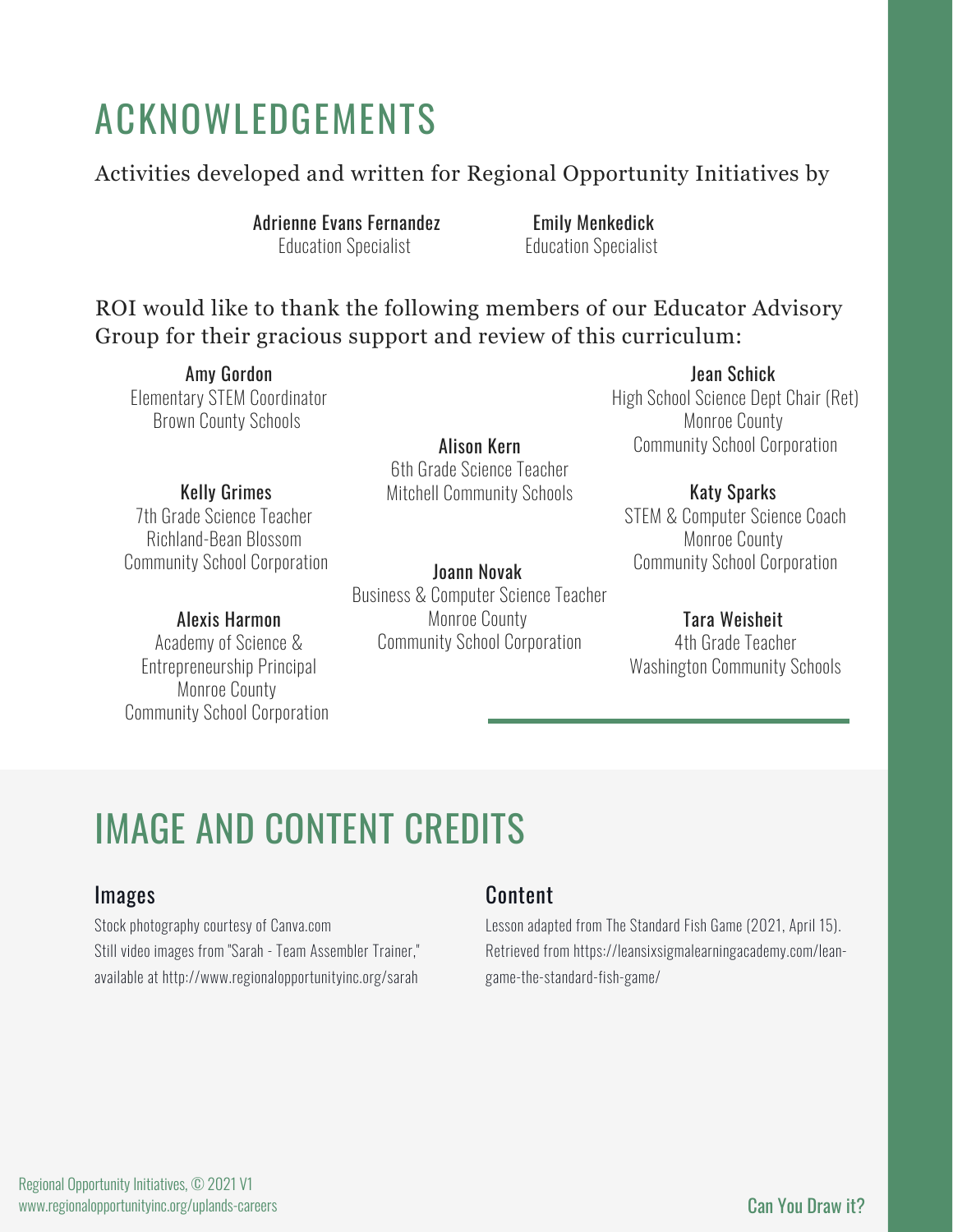# ACKNOWLEDGEMENTS

Activities developed and written for Regional Opportunity Initiatives by

**Adrienne Evans Fernandez**
Education Specialist

**Emily Menkedick**
Education Specialist

ROI would like to thank the following members of our Educator Advisory Group for their gracious support and review of this curriculum:

**Amy Gordon**
Elementary STEM Coordinator
Brown County Schools

**Kelly Grimes**
7th Grade Science Teacher
Richland-Bean Blossom
Community School Corporation

**Alexis Harmon**
Academy of Science &
Entrepreneurship Principal
Monroe County
Community School Corporation

**Alison Kern**
6th Grade Science Teacher
Mitchell Community Schools

**Joann Novak**
Business & Computer Science Teacher
Monroe County
Community School Corporation

**Jean Schick**
High School Science Dept Chair (Ret)
Monroe County
Community School Corporation

**Katy Sparks**
STEM & Computer Science Coach
Monroe County
Community School Corporation

**Tara Weisheit**
4th Grade Teacher
Washington Community Schools

# IMAGE AND CONTENT CREDITS

## Images

Stock photography courtesy of Canva.com
Still video images from "Sarah - Team Assembler Trainer," available at http://www.regionalopportunityinc.org/sarah

## Content

Lesson adapted from The Standard Fish Game (2021, April 15). Retrieved from https://leansixsigmalearningacademy.com/lean-game-the-standard-fish-game/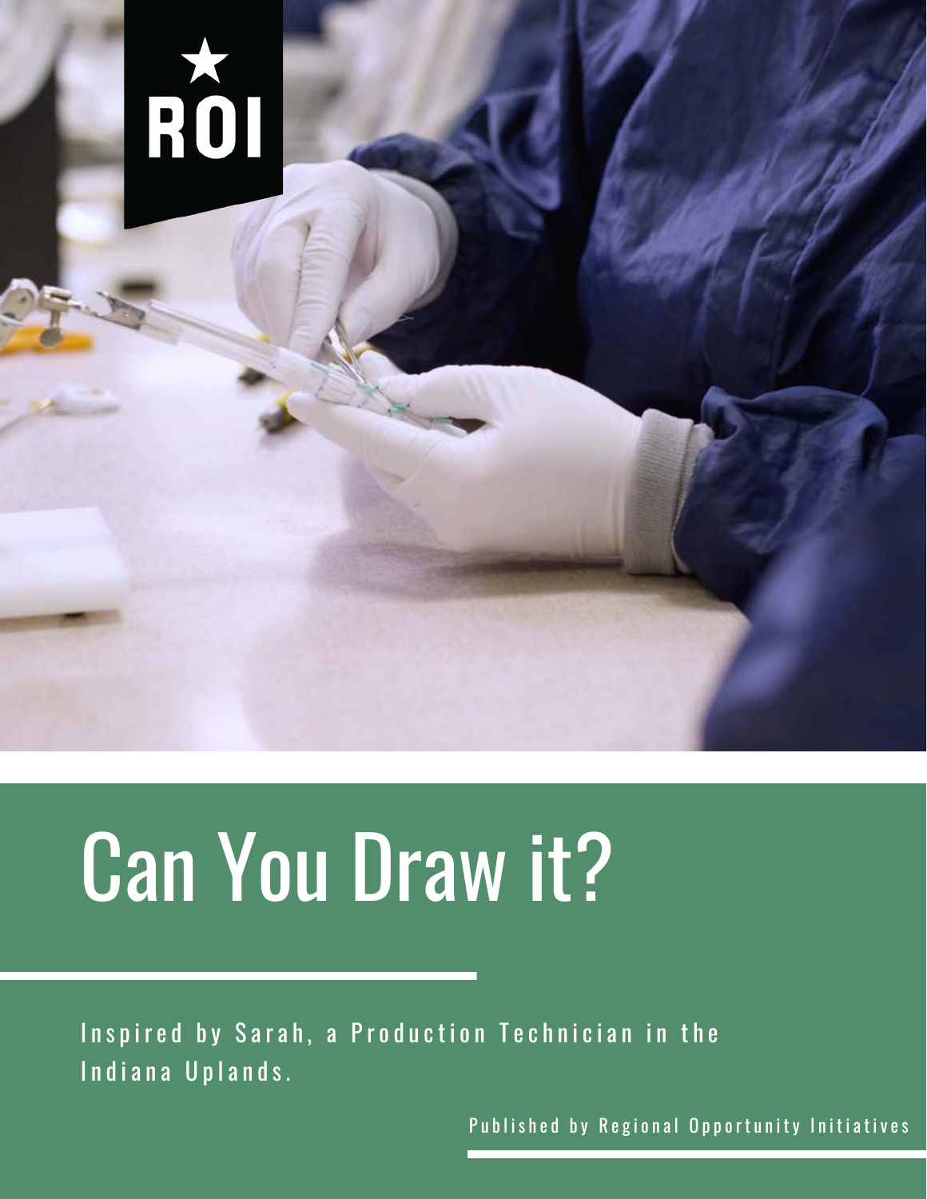ROI

# Can You Draw it?

Inspired by Sarah, a Production Technician in the Indiana Uplands.

Published by Regional Opportunity Initiatives